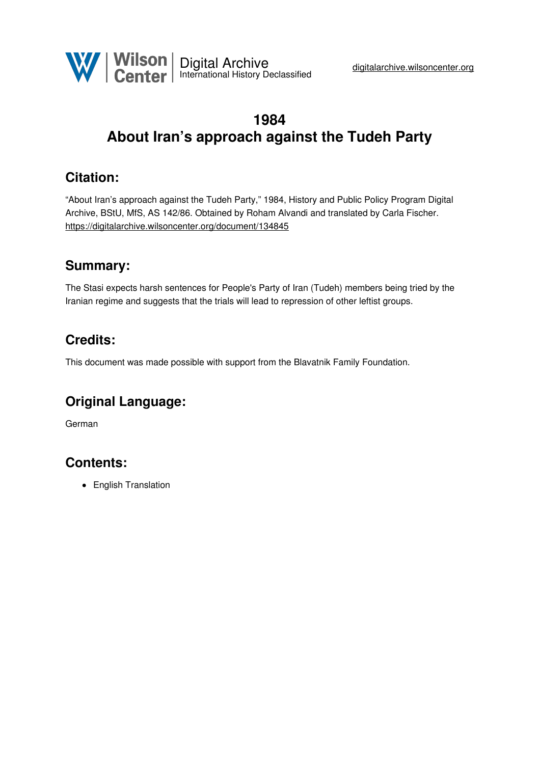# 1984
# About Iran's approach against the Tudeh Party

## Citation:

"About Iran's approach against the Tudeh Party," 1984, History and Public Policy Program Digital Archive, BStU, MfS, AS 142/86. Obtained by Roham Alvandi and translated by Carla Fischer.
https://digitalarchive.wilsoncenter.org/document/134845

## Summary:

The Stasi expects harsh sentences for People's Party of Iran (Tudeh) members being tried by the Iranian regime and suggests that the trials will lead to repression of other leftist groups.

## Credits:

This document was made possible with support from the Blavatnik Family Foundation.

## Original Language:

German

## Contents:

- English Translation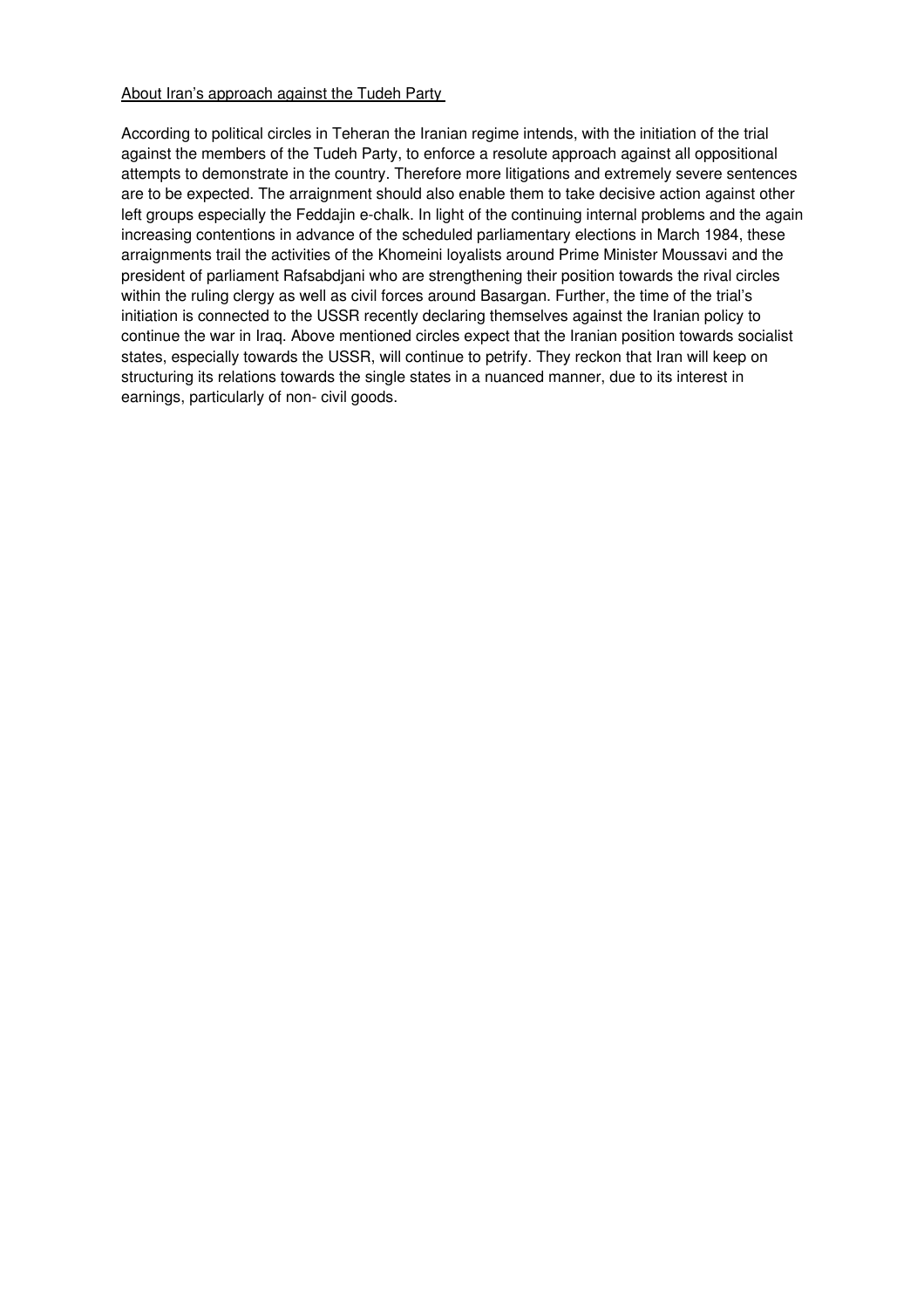About Iran's approach against the Tudeh Party

According to political circles in Teheran the Iranian regime intends, with the initiation of the trial against the members of the Tudeh Party, to enforce a resolute approach against all oppositional attempts to demonstrate in the country. Therefore more litigations and extremely severe sentences are to be expected. The arraignment should also enable them to take decisive action against other left groups especially the Feddajin e-chalk. In light of the continuing internal problems and the again increasing contentions in advance of the scheduled parliamentary elections in March 1984, these arraignments trail the activities of the Khomeini loyalists around Prime Minister Moussavi and the president of parliament Rafsabdjani who are strengthening their position towards the rival circles within the ruling clergy as well as civil forces around Basargan. Further, the time of the trial's initiation is connected to the USSR recently declaring themselves against the Iranian policy to continue the war in Iraq. Above mentioned circles expect that the Iranian position towards socialist states, especially towards the USSR, will continue to petrify. They reckon that Iran will keep on structuring its relations towards the single states in a nuanced manner, due to its interest in earnings, particularly of non- civil goods.